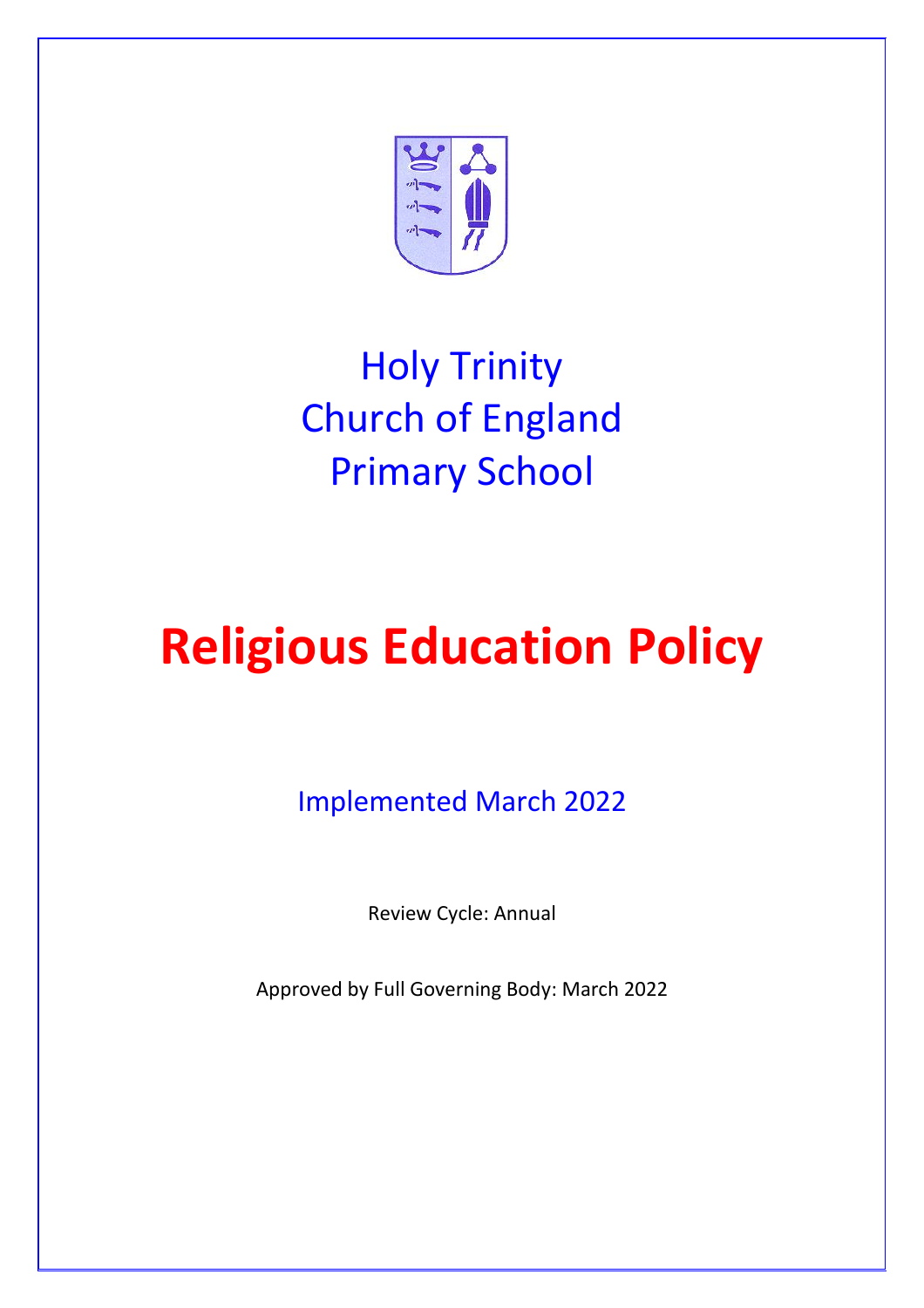# Holy Trinity Church of England Primary School

# Religious Education Policy

Implemented March 2022

Review Cycle: Annual

Approved by Full Governing Body: March 2022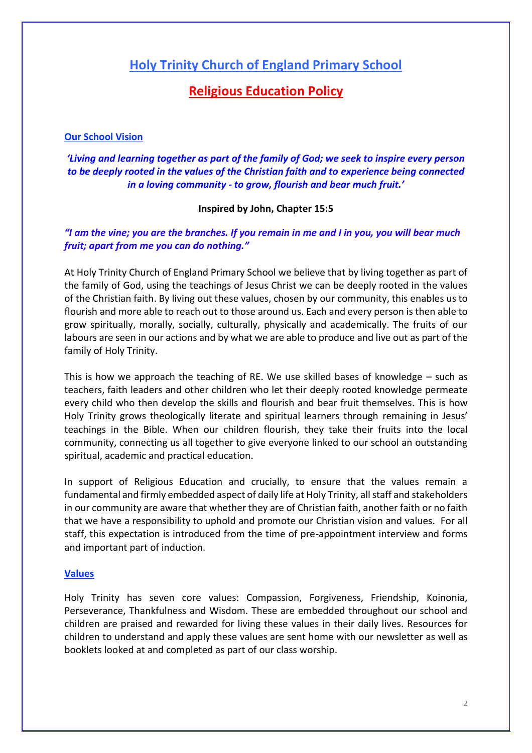# Holy Trinity Church of England Primary School

## Religious Education Policy

### Our School Vision

***'Living and learning together as part of the family of God; we seek to inspire every person to be deeply rooted in the values of the Christian faith and to experience being connected in a loving community - to grow, flourish and bear much fruit.'***

**Inspired by John, Chapter 15:5**

***"I am the vine; you are the branches. If you remain in me and I in you, you will bear much fruit; apart from me you can do nothing."***

At Holy Trinity Church of England Primary School we believe that by living together as part of the family of God, using the teachings of Jesus Christ we can be deeply rooted in the values of the Christian faith. By living out these values, chosen by our community, this enables us to flourish and more able to reach out to those around us. Each and every person is then able to grow spiritually, morally, socially, culturally, physically and academically. The fruits of our labours are seen in our actions and by what we are able to produce and live out as part of the family of Holy Trinity.

This is how we approach the teaching of RE. We use skilled bases of knowledge – such as teachers, faith leaders and other children who let their deeply rooted knowledge permeate every child who then develop the skills and flourish and bear fruit themselves. This is how Holy Trinity grows theologically literate and spiritual learners through remaining in Jesus' teachings in the Bible. When our children flourish, they take their fruits into the local community, connecting us all together to give everyone linked to our school an outstanding spiritual, academic and practical education.

In support of Religious Education and crucially, to ensure that the values remain a fundamental and firmly embedded aspect of daily life at Holy Trinity, all staff and stakeholders in our community are aware that whether they are of Christian faith, another faith or no faith that we have a responsibility to uphold and promote our Christian vision and values. For all staff, this expectation is introduced from the time of pre-appointment interview and forms and important part of induction.

### Values

Holy Trinity has seven core values: Compassion, Forgiveness, Friendship, Koinonia, Perseverance, Thankfulness and Wisdom. These are embedded throughout our school and children are praised and rewarded for living these values in their daily lives. Resources for children to understand and apply these values are sent home with our newsletter as well as booklets looked at and completed as part of our class worship.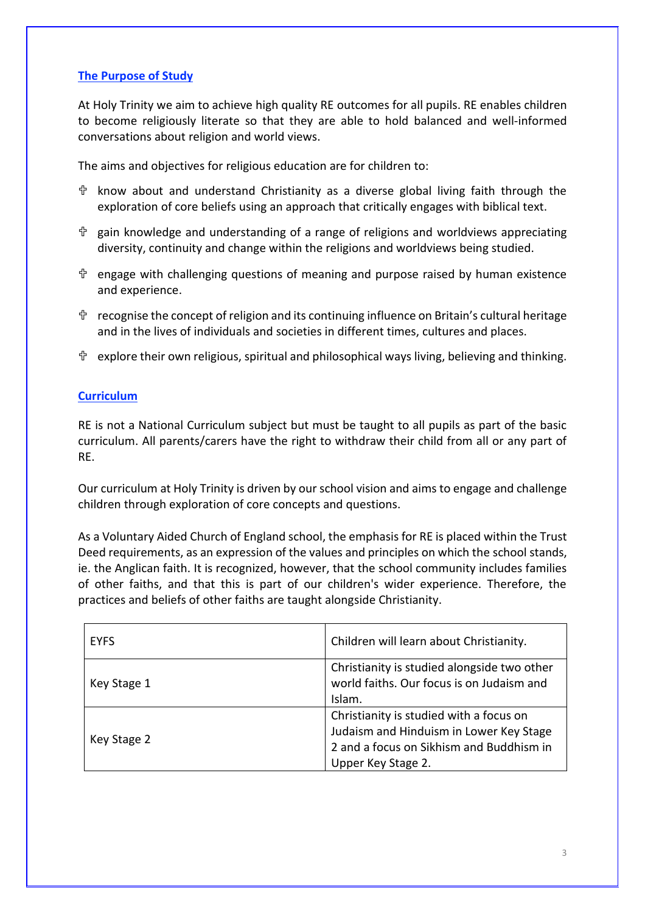## The Purpose of Study

At Holy Trinity we aim to achieve high quality RE outcomes for all pupils. RE enables children to become religiously literate so that they are able to hold balanced and well-informed conversations about religion and world views.

The aims and objectives for religious education are for children to:

- know about and understand Christianity as a diverse global living faith through the exploration of core beliefs using an approach that critically engages with biblical text.
- gain knowledge and understanding of a range of religions and worldviews appreciating diversity, continuity and change within the religions and worldviews being studied.
- engage with challenging questions of meaning and purpose raised by human existence and experience.
- recognise the concept of religion and its continuing influence on Britain's cultural heritage and in the lives of individuals and societies in different times, cultures and places.
- explore their own religious, spiritual and philosophical ways living, believing and thinking.

## Curriculum

RE is not a National Curriculum subject but must be taught to all pupils as part of the basic curriculum. All parents/carers have the right to withdraw their child from all or any part of RE.

Our curriculum at Holy Trinity is driven by our school vision and aims to engage and challenge children through exploration of core concepts and questions.

As a Voluntary Aided Church of England school, the emphasis for RE is placed within the Trust Deed requirements, as an expression of the values and principles on which the school stands, ie. the Anglican faith. It is recognized, however, that the school community includes families of other faiths, and that this is part of our children's wider experience. Therefore, the practices and beliefs of other faiths are taught alongside Christianity.

| EYFS | Children will learn about Christianity. |
|---|---|
| Key Stage 1 | Christianity is studied alongside two other world faiths. Our focus is on Judaism and Islam. |
| Key Stage 2 | Christianity is studied with a focus on Judaism and Hinduism in Lower Key Stage 2 and a focus on Sikhism and Buddhism in Upper Key Stage 2. |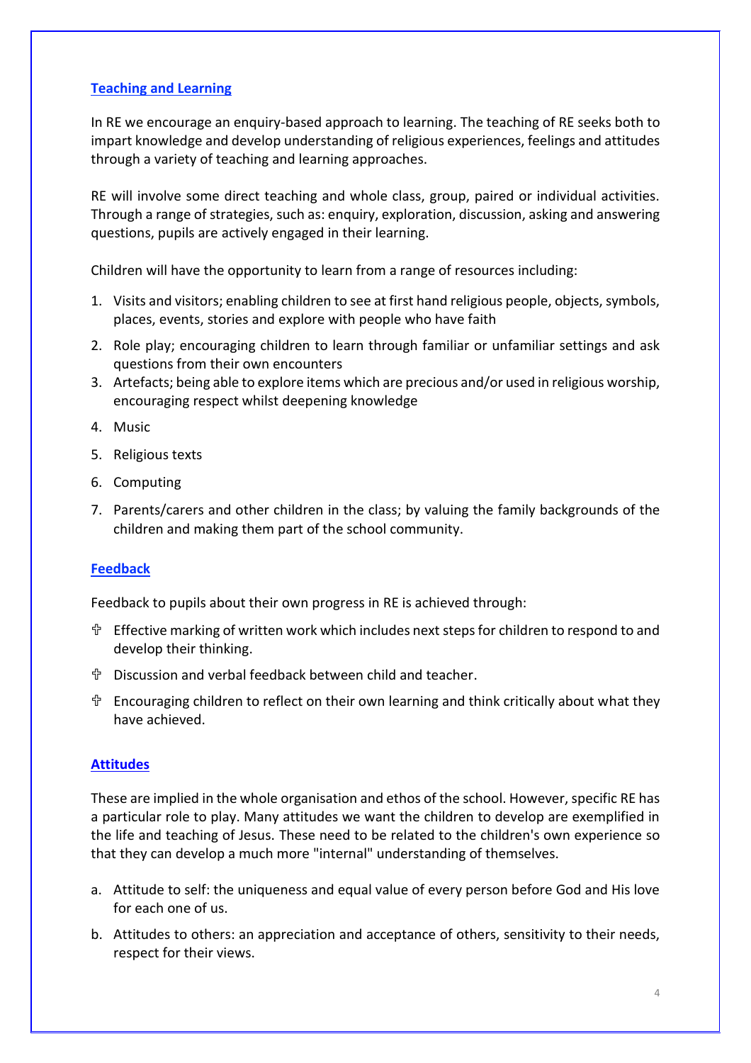## Teaching and Learning

In RE we encourage an enquiry-based approach to learning. The teaching of RE seeks both to impart knowledge and develop understanding of religious experiences, feelings and attitudes through a variety of teaching and learning approaches.

RE will involve some direct teaching and whole class, group, paired or individual activities. Through a range of strategies, such as: enquiry, exploration, discussion, asking and answering questions, pupils are actively engaged in their learning.

Children will have the opportunity to learn from a range of resources including:

1. Visits and visitors; enabling children to see at first hand religious people, objects, symbols, places, events, stories and explore with people who have faith
2. Role play; encouraging children to learn through familiar or unfamiliar settings and ask questions from their own encounters
3. Artefacts; being able to explore items which are precious and/or used in religious worship, encouraging respect whilst deepening knowledge
4. Music
5. Religious texts
6. Computing
7. Parents/carers and other children in the class; by valuing the family backgrounds of the children and making them part of the school community.

## Feedback

Feedback to pupils about their own progress in RE is achieved through:

- Effective marking of written work which includes next steps for children to respond to and develop their thinking.
- Discussion and verbal feedback between child and teacher.
- Encouraging children to reflect on their own learning and think critically about what they have achieved.

## Attitudes

These are implied in the whole organisation and ethos of the school. However, specific RE has a particular role to play. Many attitudes we want the children to develop are exemplified in the life and teaching of Jesus. These need to be related to the children's own experience so that they can develop a much more "internal" understanding of themselves.

a. Attitude to self: the uniqueness and equal value of every person before God and His love for each one of us.

b. Attitudes to others: an appreciation and acceptance of others, sensitivity to their needs, respect for their views.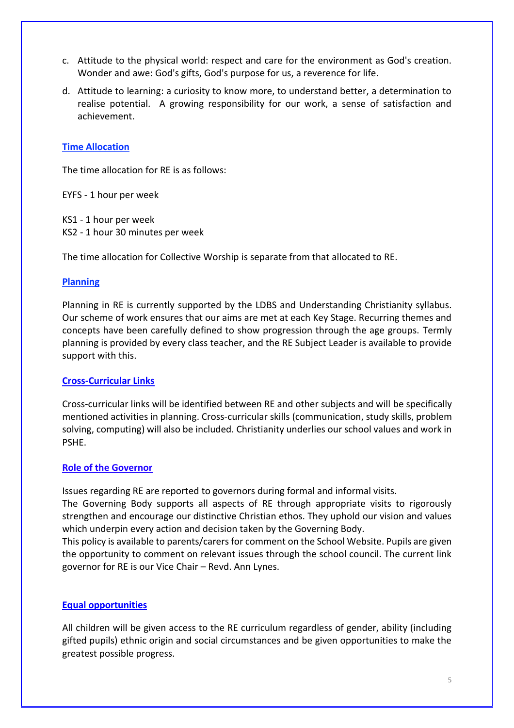c. Attitude to the physical world: respect and care for the environment as God's creation. Wonder and awe: God's gifts, God's purpose for us, a reverence for life.

d. Attitude to learning: a curiosity to know more, to understand better, a determination to realise potential. A growing responsibility for our work, a sense of satisfaction and achievement.

## Time Allocation

The time allocation for RE is as follows:

EYFS - 1 hour per week

KS1 - 1 hour per week
KS2 - 1 hour 30 minutes per week

The time allocation for Collective Worship is separate from that allocated to RE.

## Planning

Planning in RE is currently supported by the LDBS and Understanding Christianity syllabus. Our scheme of work ensures that our aims are met at each Key Stage. Recurring themes and concepts have been carefully defined to show progression through the age groups. Termly planning is provided by every class teacher, and the RE Subject Leader is available to provide support with this.

## Cross-Curricular Links

Cross-curricular links will be identified between RE and other subjects and will be specifically mentioned activities in planning. Cross-curricular skills (communication, study skills, problem solving, computing) will also be included. Christianity underlies our school values and work in PSHE.

## Role of the Governor

Issues regarding RE are reported to governors during formal and informal visits.
The Governing Body supports all aspects of RE through appropriate visits to rigorously strengthen and encourage our distinctive Christian ethos. They uphold our vision and values which underpin every action and decision taken by the Governing Body.
This policy is available to parents/carers for comment on the School Website. Pupils are given the opportunity to comment on relevant issues through the school council. The current link governor for RE is our Vice Chair – Revd. Ann Lynes.

## Equal opportunities

All children will be given access to the RE curriculum regardless of gender, ability (including gifted pupils) ethnic origin and social circumstances and be given opportunities to make the greatest possible progress.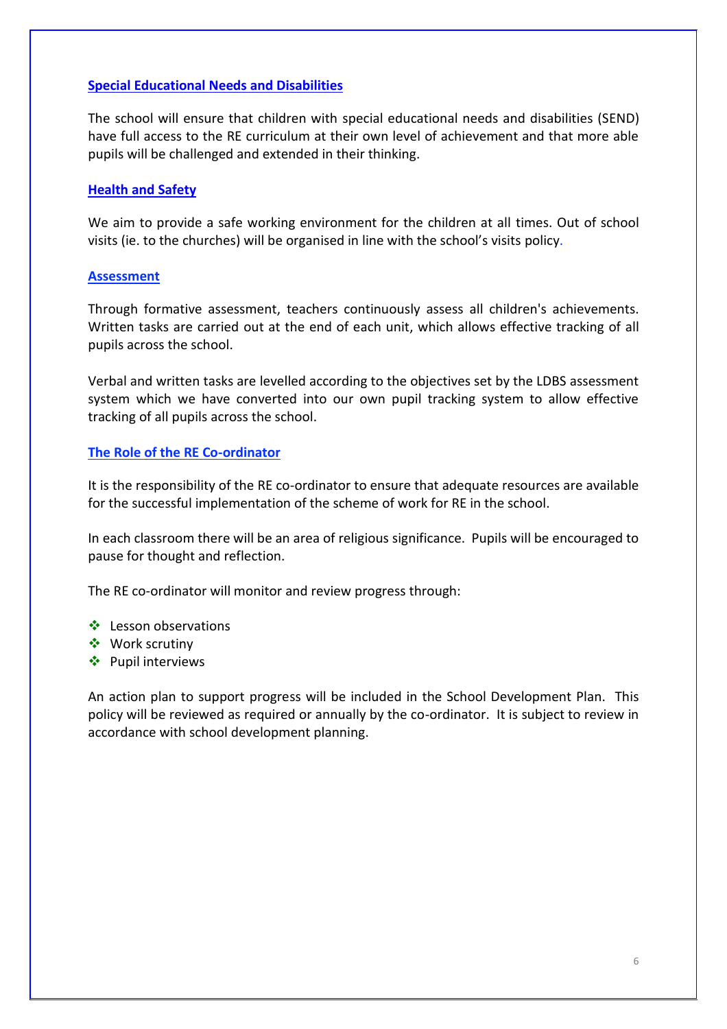## Special Educational Needs and Disabilities

The school will ensure that children with special educational needs and disabilities (SEND) have full access to the RE curriculum at their own level of achievement and that more able pupils will be challenged and extended in their thinking.

## Health and Safety

We aim to provide a safe working environment for the children at all times. Out of school visits (ie. to the churches) will be organised in line with the school's visits policy.

## Assessment

Through formative assessment, teachers continuously assess all children's achievements. Written tasks are carried out at the end of each unit, which allows effective tracking of all pupils across the school.

Verbal and written tasks are levelled according to the objectives set by the LDBS assessment system which we have converted into our own pupil tracking system to allow effective tracking of all pupils across the school.

## The Role of the RE Co-ordinator

It is the responsibility of the RE co-ordinator to ensure that adequate resources are available for the successful implementation of the scheme of work for RE in the school.

In each classroom there will be an area of religious significance. Pupils will be encouraged to pause for thought and reflection.

The RE co-ordinator will monitor and review progress through:

- Lesson observations
- Work scrutiny
- Pupil interviews

An action plan to support progress will be included in the School Development Plan. This policy will be reviewed as required or annually by the co-ordinator. It is subject to review in accordance with school development planning.